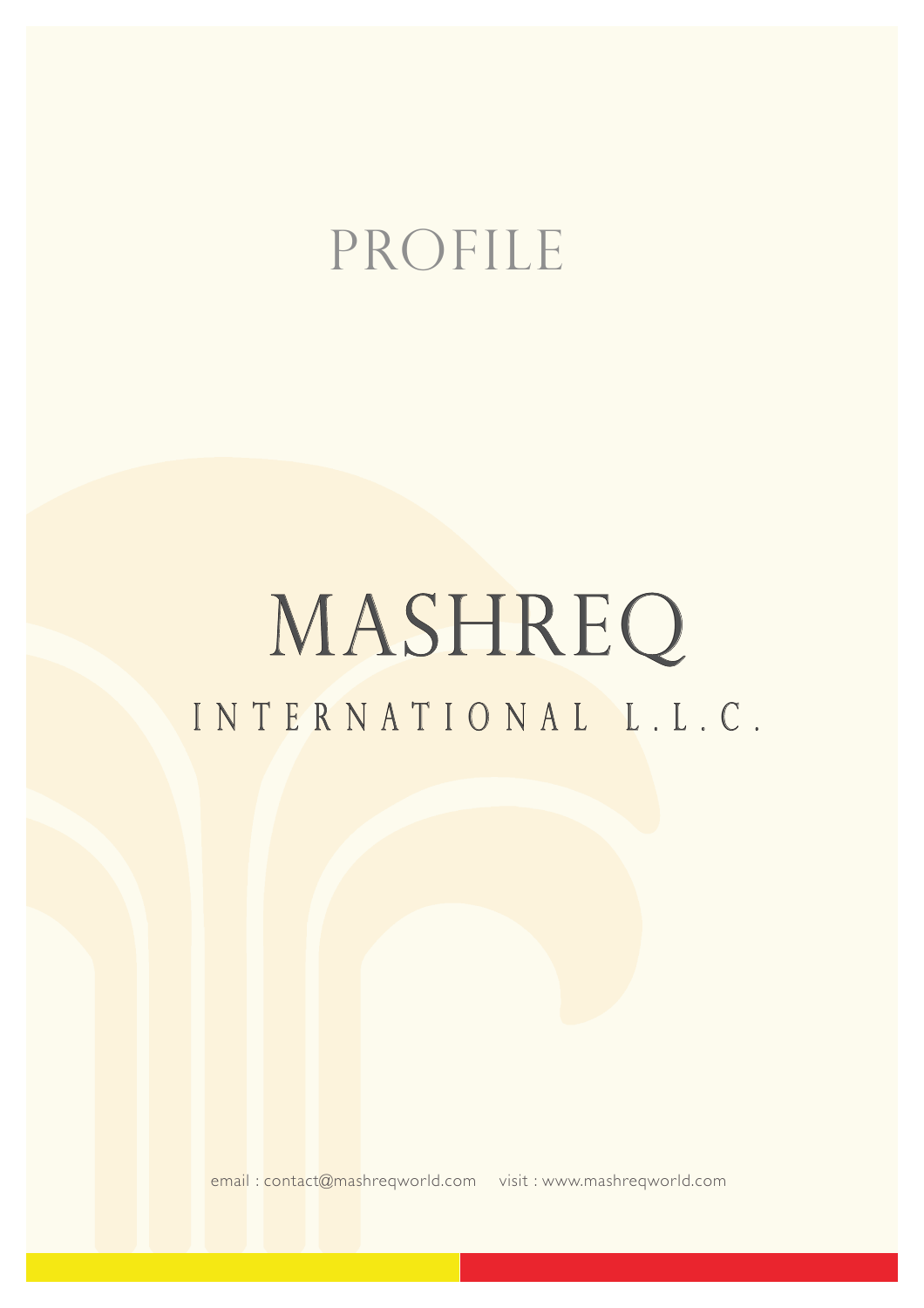# PROFILE

# MASHREQ

## INTERNATIONAL L.L.C.

email : contact@mashreqworld.com visit : www.mashreqworld.com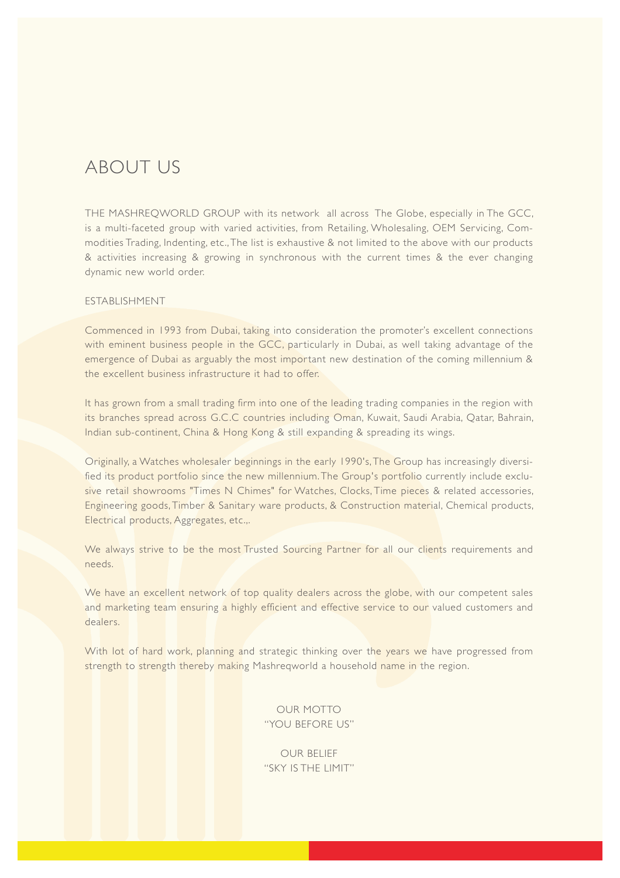# ABOUT US

THE MASHREQWORLD GROUP with its network all across The Globe, especially in The GCC, is a multi-faceted group with varied activities, from Retailing, Wholesaling, OEM Servicing, Commodities Trading, Indenting, etc., The list is exhaustive & not limited to the above with our products & activities increasing & growing in synchronous with the current times & the ever changing dynamic new world order.

## ESTABLISHMENT

Commenced in 1993 from Dubai, taking into consideration the promoter's excellent connections with eminent business people in the GCC, particularly in Dubai, as well taking advantage of the emergence of Dubai as arguably the most important new destination of the coming millennium & the excellent business infrastructure it had to offer.

It has grown from a small trading firm into one of the leading trading companies in the region with its branches spread across G.C.C countries including Oman, Kuwait, Saudi Arabia, Qatar, Bahrain, Indian sub-continent, China & Hong Kong & still expanding & spreading its wings.

Originally, a Watches wholesaler beginnings in the early 1990's, The Group has increasingly diversified its product portfolio since the new millennium. The Group's portfolio currently include exclusive retail showrooms "Times N Chimes" for Watches, Clocks, Time pieces & related accessories, Engineering goods, Timber & Sanitary ware products, & Construction material, Chemical products, Electrical products, Aggregates, etc.,.

We always strive to be the most Trusted Sourcing Partner for all our clients requirements and needs.

We have an excellent network of top quality dealers across the globe, with our competent sales and marketing team ensuring a highly efficient and effective service to our valued customers and dealers.

With lot of hard work, planning and strategic thinking over the years we have progressed from strength to strength thereby making Mashreqworld a household name in the region.

OUR MOTTO
"YOU BEFORE US"

OUR BELIEF
"SKY IS THE LIMIT"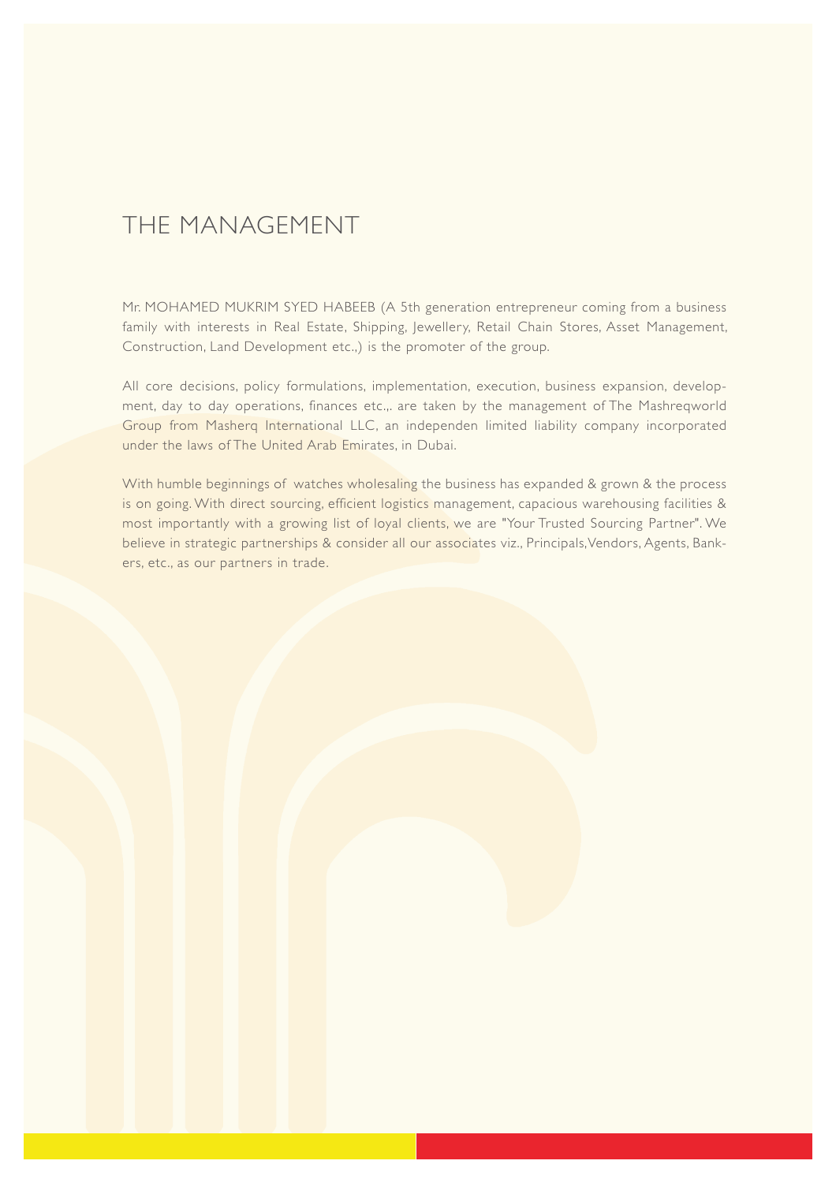# THE MANAGEMENT

Mr. MOHAMED MUKRIM SYED HABEEB (A 5th generation entrepreneur coming from a business family with interests in Real Estate, Shipping, Jewellery, Retail Chain Stores, Asset Management, Construction, Land Development etc.,) is the promoter of the group.

All core decisions, policy formulations, implementation, execution, business expansion, development, day to day operations, finances etc.,. are taken by the management of The Mashreqworld Group from Masherq International LLC, an independen limited liability company incorporated under the laws of The United Arab Emirates, in Dubai.

With humble beginnings of watches wholesaling the business has expanded & grown & the process is on going. With direct sourcing, efficient logistics management, capacious warehousing facilities & most importantly with a growing list of loyal clients, we are "Your Trusted Sourcing Partner". We believe in strategic partnerships & consider all our associates viz., Principals, Vendors, Agents, Bankers, etc., as our partners in trade.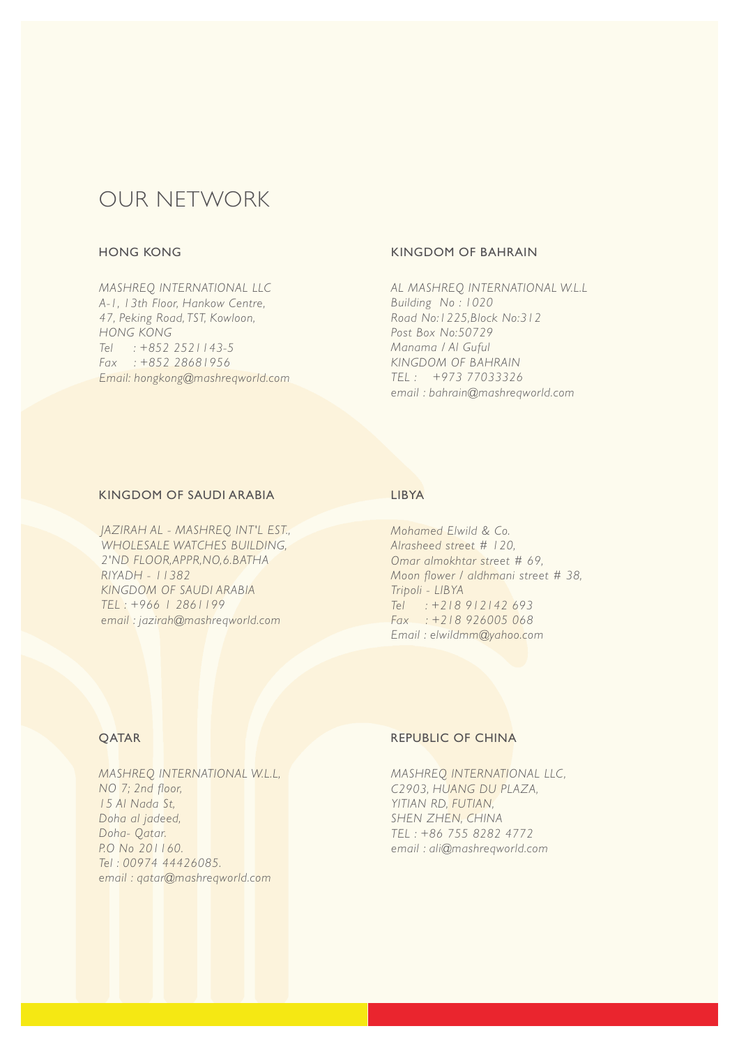# OUR NETWORK

## HONG KONG

*MASHREQ INTERNATIONAL LLC*
*A-1, 13th Floor, Hankow Centre,*
*47, Peking Road, TST, Kowloon,*
*HONG KONG*
*Tel : +852 2521143-5*
*Fax : +852 28681956*
*Email: hongkong@mashreqworld.com*

## KINGDOM OF BAHRAIN

*AL MASHREQ INTERNATIONAL W.L.L*
*Building No : 1020*
*Road No:1225,Block No:312*
*Post Box No:50729*
*Manama / Al Guful*
*KINGDOM OF BAHRAIN*
*TEL : +973 77033326*
*email : bahrain@mashreqworld.com*

## KINGDOM OF SAUDI ARABIA

*JAZIRAH AL - MASHREQ INT'L EST.,*
*WHOLESALE WATCHES BUILDING,*
*2'ND FLOOR,APPR,NO,6.BATHA*
*RIYADH - 11382*
*KINGDOM OF SAUDI ARABIA*
*TEL : +966 1 2861199*
*email : jazirah@mashreqworld.com*

## LIBYA

*Mohamed Elwild & Co.*
*Alrasheed street # 120,*
*Omar almokhtar street # 69,*
*Moon flower / aldhmani street # 38,*
*Tripoli - LIBYA*
*Tel : +218 912142 693*
*Fax : +218 926005 068*
*Email : elwildmm@yahoo.com*

## QATAR

*MASHREQ INTERNATIONAL W.L.L,*
*NO 7; 2nd floor,*
*15 Al Nada St,*
*Doha al jadeed,*
*Doha- Qatar.*
*P.O No 201160.*
*Tel : 00974 44426085.*
*email : qatar@mashreqworld.com*

## REPUBLIC OF CHINA

*MASHREQ INTERNATIONAL LLC,*
*C2903, HUANG DU PLAZA,*
*YITIAN RD, FUTIAN,*
*SHEN ZHEN, CHINA*
*TEL : +86 755 8282 4772*
*email : ali@mashreqworld.com*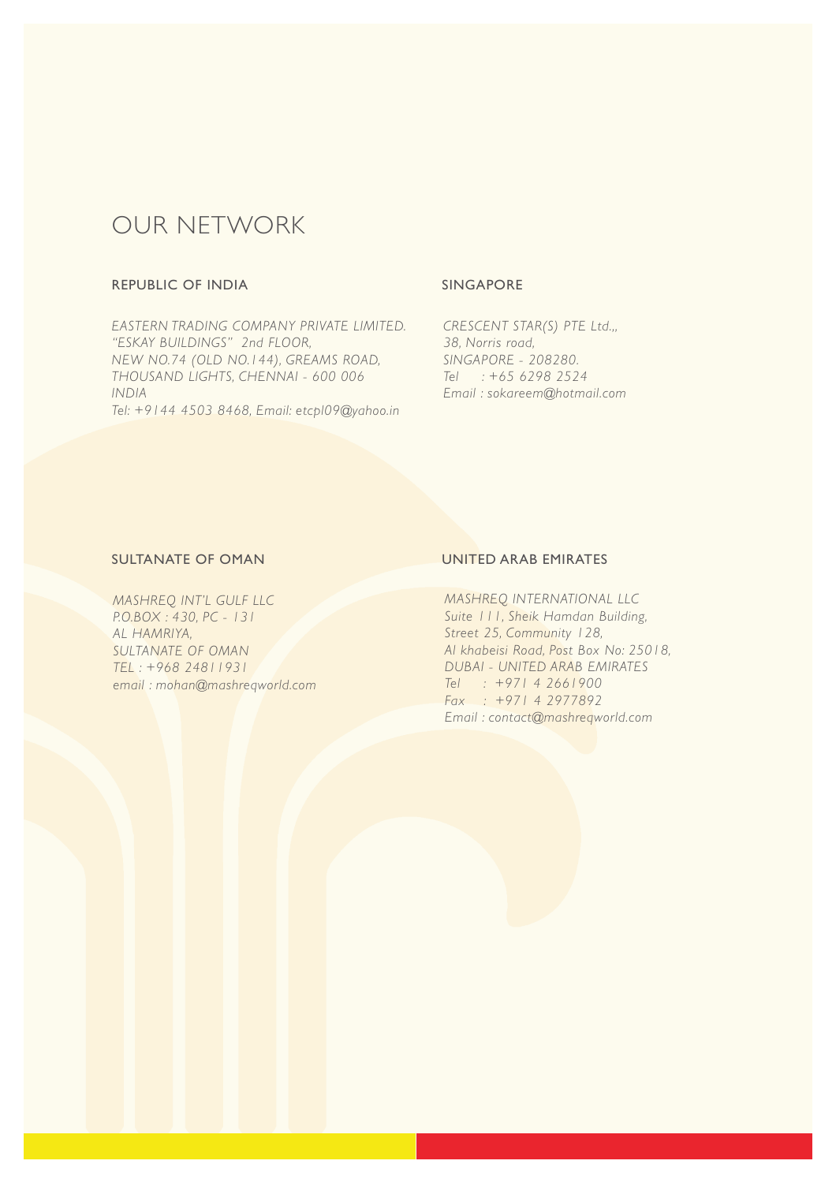# OUR NETWORK

## REPUBLIC OF INDIA

*EASTERN TRADING COMPANY PRIVATE LIMITED.*
*"ESKAY BUILDINGS" 2nd FLOOR,*
*NEW NO.74 (OLD NO.144), GREAMS ROAD,*
*THOUSAND LIGHTS, CHENNAI - 600 006*
*INDIA*
*Tel: +9144 4503 8468, Email: etcpl09@yahoo.in*

## SINGAPORE

*CRESCENT STAR(S) PTE Ltd.,,*
*38, Norris road,*
*SINGAPORE - 208280.*
*Tel : +65 6298 2524*
*Email : sokareem@hotmail.com*

## SULTANATE OF OMAN

*MASHREQ INT'L GULF LLC*
*P.O.BOX : 430, PC - 131*
*AL HAMRIYA,*
*SULTANATE OF OMAN*
*TEL : +968 24811931*
*email : mohan@mashreqworld.com*

## UNITED ARAB EMIRATES

*MASHREQ INTERNATIONAL LLC*
*Suite 111, Sheik Hamdan Building,*
*Street 25, Community 128,*
*Al khabeisi Road, Post Box No: 25018,*
*DUBAI - UNITED ARAB EMIRATES*
*Tel : +971 4 2661900*
*Fax : +971 4 2977892*
*Email : contact@mashreqworld.com*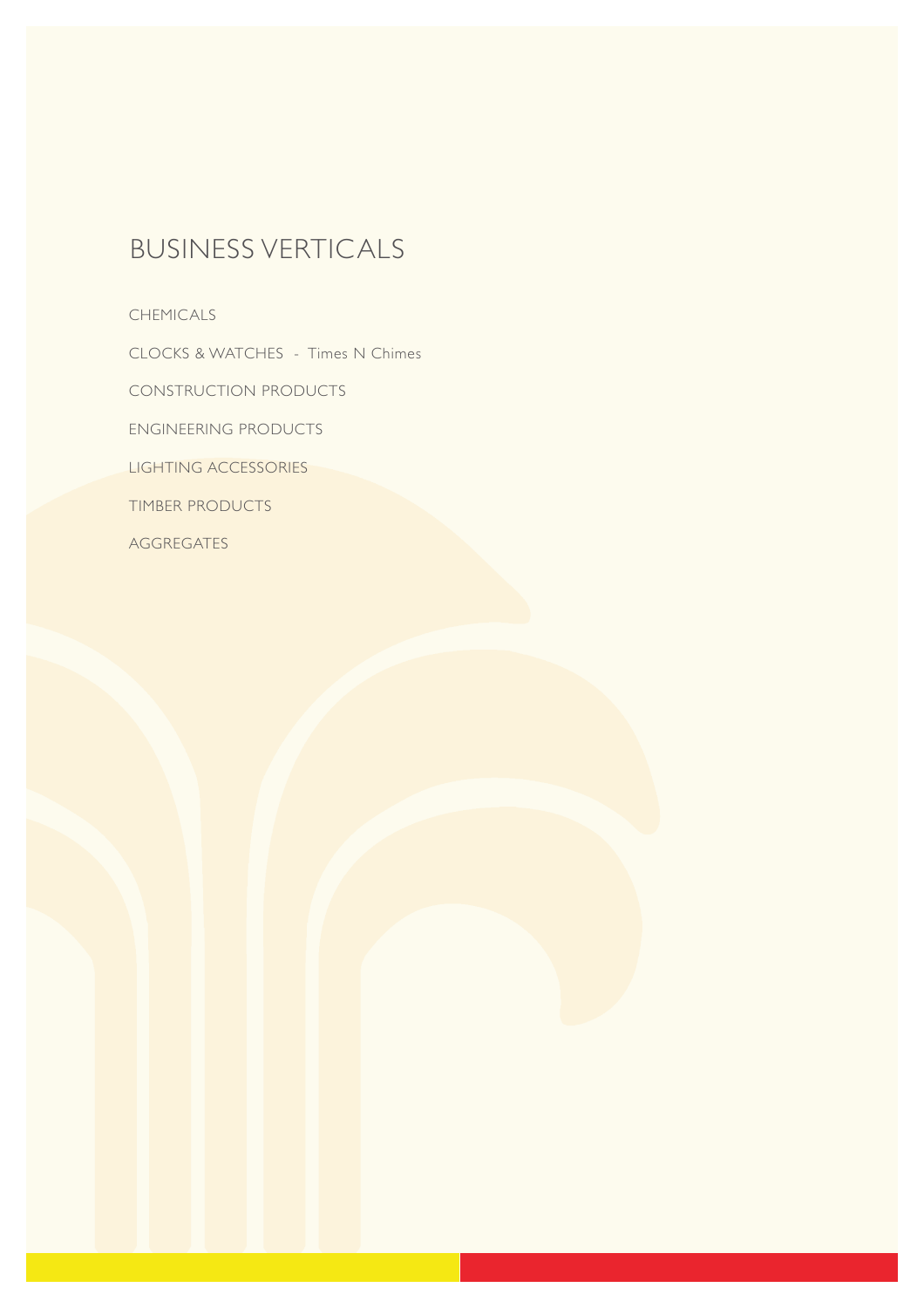# BUSINESS VERTICALS

CHEMICALS

CLOCKS & WATCHES - Times N Chimes

CONSTRUCTION PRODUCTS

ENGINEERING PRODUCTS

LIGHTING ACCESSORIES

TIMBER PRODUCTS

AGGREGATES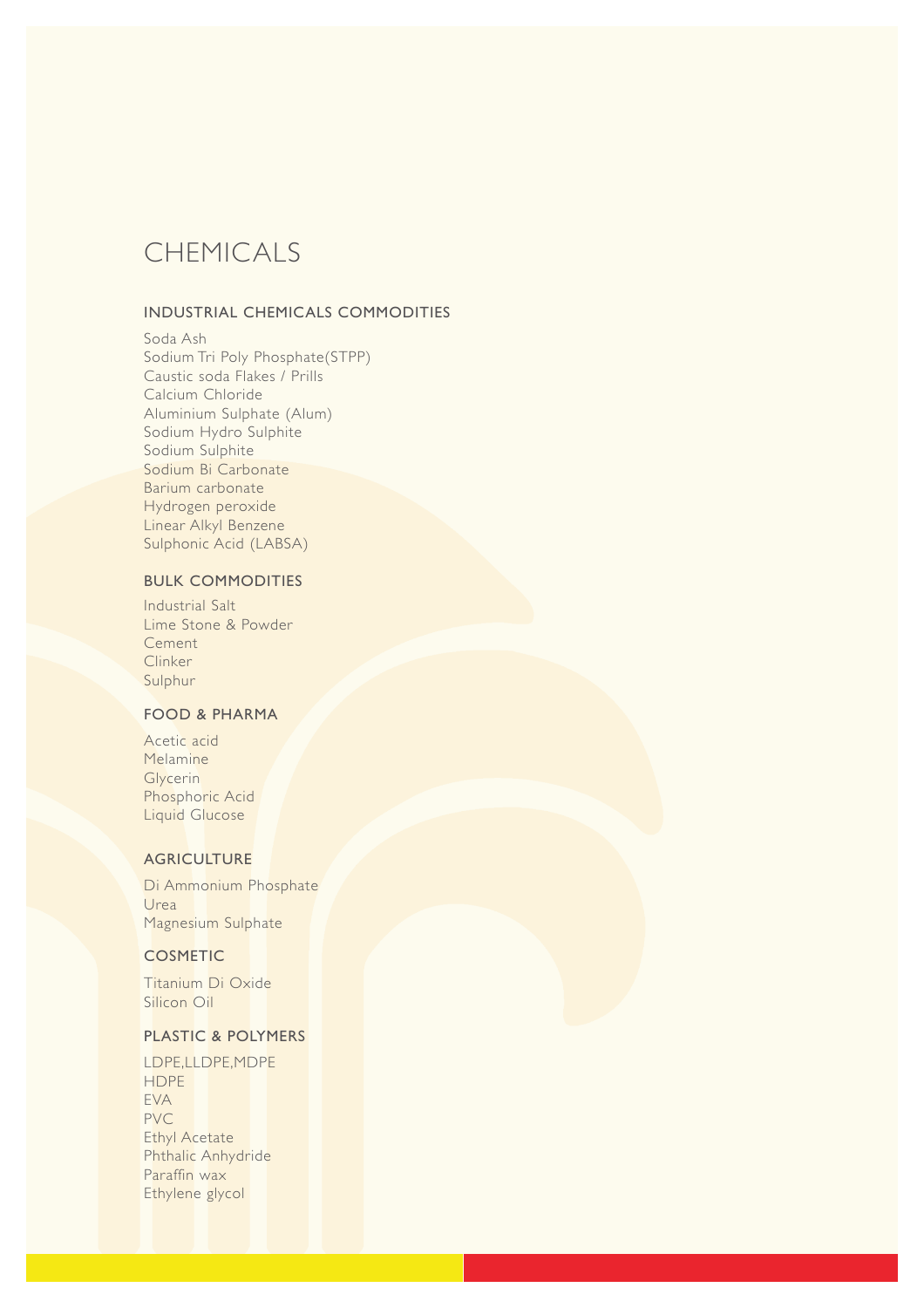# CHEMICALS

## INDUSTRIAL CHEMICALS COMMODITIES

Soda Ash
Sodium Tri Poly Phosphate(STPP)
Caustic soda Flakes / Prills
Calcium Chloride
Aluminium Sulphate (Alum)
Sodium Hydro Sulphite
Sodium Sulphite
Sodium Bi Carbonate
Barium carbonate
Hydrogen peroxide
Linear Alkyl Benzene
Sulphonic Acid (LABSA)

## BULK COMMODITIES

Industrial Salt
Lime Stone & Powder
Cement
Clinker
Sulphur

## FOOD & PHARMA

Acetic acid
Melamine
Glycerin
Phosphoric Acid
Liquid Glucose

## AGRICULTURE

Di Ammonium Phosphate
Urea
Magnesium Sulphate

## COSMETIC

Titanium Di Oxide
Silicon Oil

## PLASTIC & POLYMERS

LDPE,LLDPE,MDPE
HDPE
EVA
PVC
Ethyl Acetate
Phthalic Anhydride
Paraffin wax
Ethylene glycol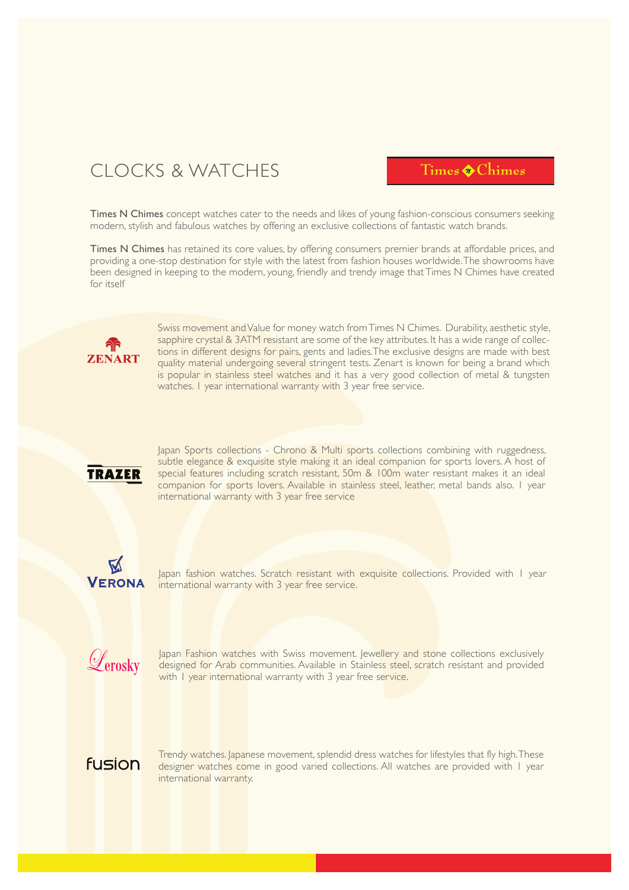# CLOCKS & WATCHES

Times N Chimes

**Times N Chimes** concept watches cater to the needs and likes of young fashion-conscious consumers seeking modern, stylish and fabulous watches by offering an exclusive collections of fantastic watch brands.

**Times N Chimes** has retained its core values, by offering consumers premier brands at affordable prices, and providing a one-stop destination for style with the latest from fashion houses worldwide. The showrooms have been designed in keeping to the modern, young, friendly and trendy image that Times N Chimes have created for itself

**ZENART**

Swiss movement and Value for money watch from Times N Chimes. Durability, aesthetic style, sapphire crystal & 3ATM resistant are some of the key attributes. It has a wide range of collections in different designs for pairs, gents and ladies. The exclusive designs are made with best quality material undergoing several stringent tests. Zenart is known for being a brand which is popular in stainless steel watches and it has a very good collection of metal & tungsten watches. 1 year international warranty with 3 year free service.

**TRAZER**

Japan Sports collections - Chrono & Multi sports collections combining with ruggedness, subtle elegance & exquisite style making it an ideal companion for sports lovers. A host of special features including scratch resistant, 50m & 100m water resistant makes it an ideal companion for sports lovers. Available in stainless steel, leather, metal bands also. 1 year international warranty with 3 year free service

**VERONA**

Japan fashion watches. Scratch resistant with exquisite collections. Provided with 1 year international warranty with 3 year free service.

**Lerosky**

Japan Fashion watches with Swiss movement. Jewellery and stone collections exclusively designed for Arab communities. Available in Stainless steel, scratch resistant and provided with 1 year international warranty with 3 year free service.

**fusion**

Trendy watches. Japanese movement, splendid dress watches for lifestyles that fly high. These designer watches come in good varied collections. All watches are provided with 1 year international warranty.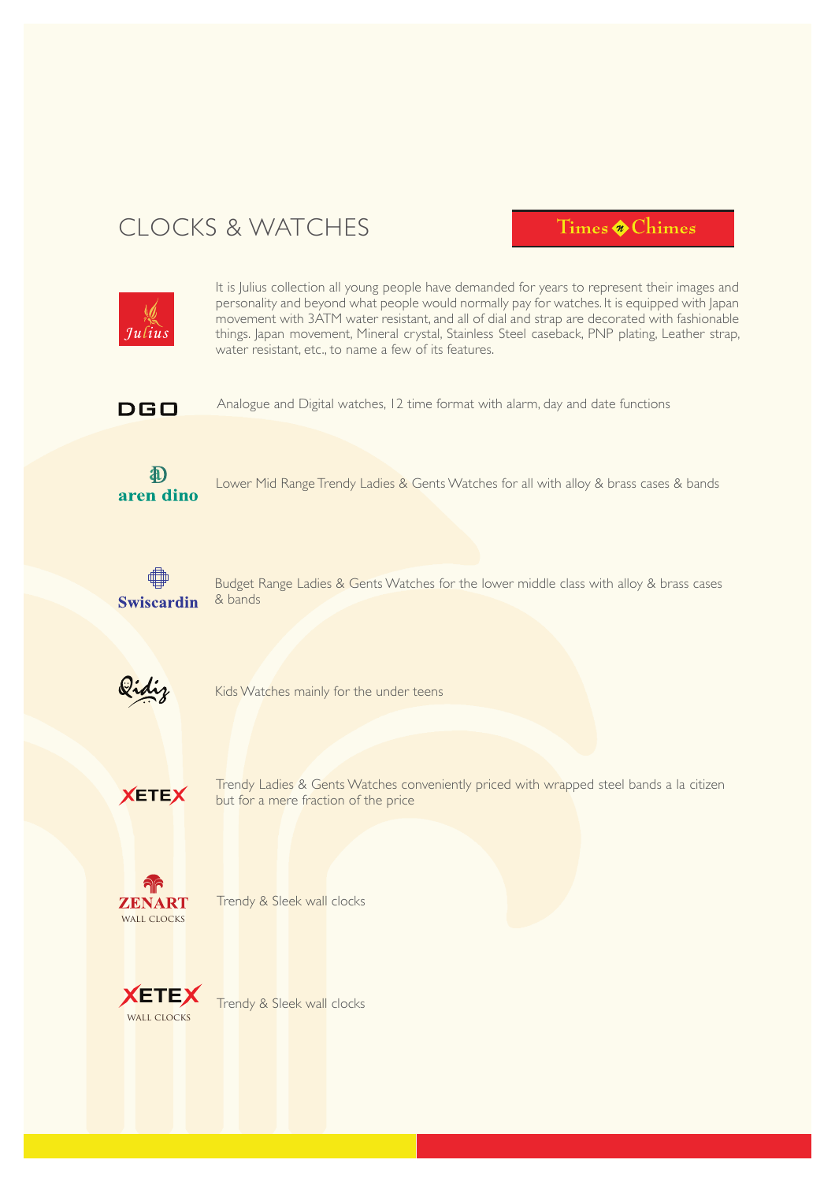# CLOCKS & WATCHES

Times n Chimes

**Julius**

It is Julius collection all young people have demanded for years to represent their images and personality and beyond what people would normally pay for watches. It is equipped with Japan movement with 3ATM water resistant, and all of dial and strap are decorated with fashionable things. Japan movement, Mineral crystal, Stainless Steel caseback, PNP plating, Leather strap, water resistant, etc., to name a few of its features.

**DGO**

Analogue and Digital watches, 12 time format with alarm, day and date functions

**aren dino**

Lower Mid Range Trendy Ladies & Gents Watches for all with alloy & brass cases & bands

**Swiscardin**

Budget Range Ladies & Gents Watches for the lower middle class with alloy & brass cases & bands

**Qidiz**

Kids Watches mainly for the under teens

**XETEX**

Trendy Ladies & Gents Watches conveniently priced with wrapped steel bands a la citizen but for a mere fraction of the price

**ZENART WALL CLOCKS**

Trendy & Sleek wall clocks

**XETEX WALL CLOCKS**

Trendy & Sleek wall clocks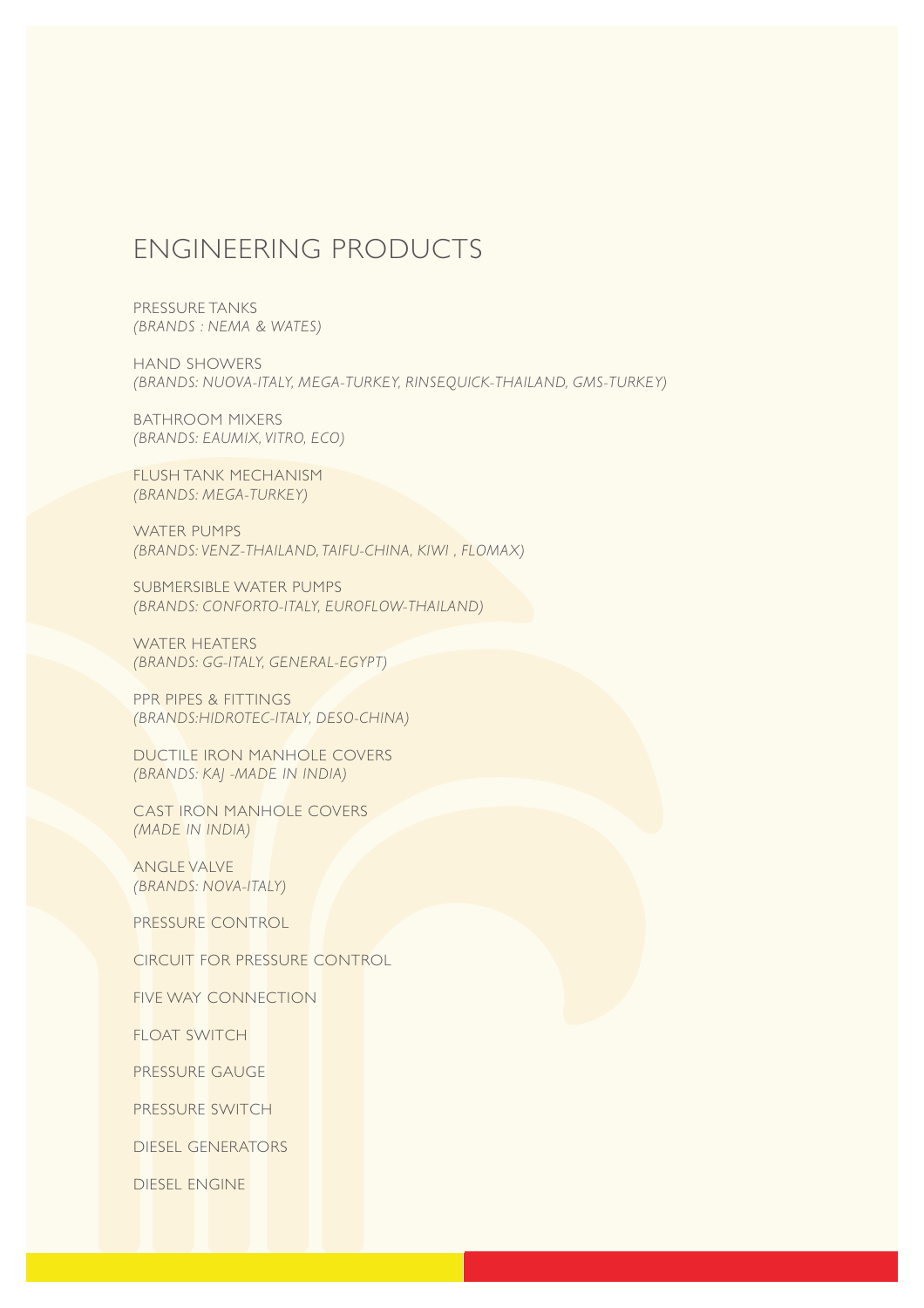# ENGINEERING PRODUCTS

PRESSURE TANKS
*(BRANDS : NEMA & WATES)*

HAND SHOWERS
*(BRANDS: NUOVA-ITALY, MEGA-TURKEY, RINSEQUICK-THAILAND, GMS-TURKEY)*

BATHROOM MIXERS
*(BRANDS: EAUMIX, VITRO, ECO)*

FLUSH TANK MECHANISM
*(BRANDS: MEGA-TURKEY)*

WATER PUMPS
*(BRANDS: VENZ-THAILAND, TAIFU-CHINA, KIWI , FLOMAX)*

SUBMERSIBLE WATER PUMPS
*(BRANDS: CONFORTO-ITALY, EUROFLOW-THAILAND)*

WATER HEATERS
*(BRANDS: GG-ITALY, GENERAL-EGYPT)*

PPR PIPES & FITTINGS
*(BRANDS:HIDROTEC-ITALY, DESO-CHINA)*

DUCTILE IRON MANHOLE COVERS
*(BRANDS: KAJ -MADE IN INDIA)*

CAST IRON MANHOLE COVERS
*(MADE IN INDIA)*

ANGLE VALVE
*(BRANDS: NOVA-ITALY)*

PRESSURE CONTROL

CIRCUIT FOR PRESSURE CONTROL

FIVE WAY CONNECTION

FLOAT SWITCH

PRESSURE GAUGE

PRESSURE SWITCH

DIESEL GENERATORS

DIESEL ENGINE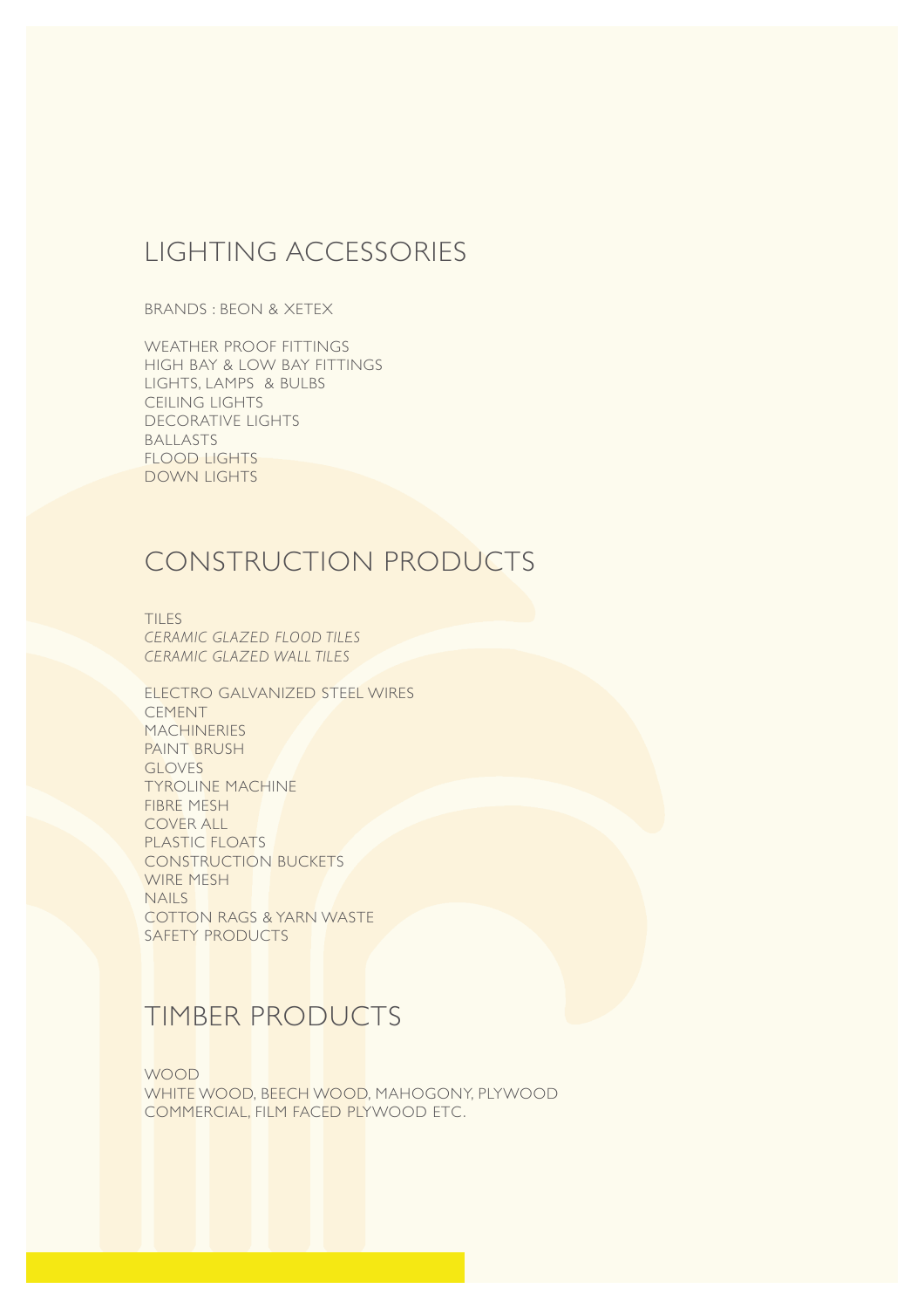## LIGHTING ACCESSORIES

BRANDS : BEON & XETEX

WEATHER PROOF FITTINGS
HIGH BAY & LOW BAY FITTINGS
LIGHTS, LAMPS & BULBS
CEILING LIGHTS
DECORATIVE LIGHTS
BALLASTS
FLOOD LIGHTS
DOWN LIGHTS

## CONSTRUCTION PRODUCTS

TILES
*CERAMIC GLAZED FLOOD TILES*
*CERAMIC GLAZED WALL TILES*

ELECTRO GALVANIZED STEEL WIRES
CEMENT
MACHINERIES
PAINT BRUSH
GLOVES
TYROLINE MACHINE
FIBRE MESH
COVER ALL
PLASTIC FLOATS
CONSTRUCTION BUCKETS
WIRE MESH
NAILS
COTTON RAGS & YARN WASTE
SAFETY PRODUCTS

## TIMBER PRODUCTS

WOOD
WHITE WOOD, BEECH WOOD, MAHOGONY, PLYWOOD
COMMERCIAL, FILM FACED PLYWOOD ETC.